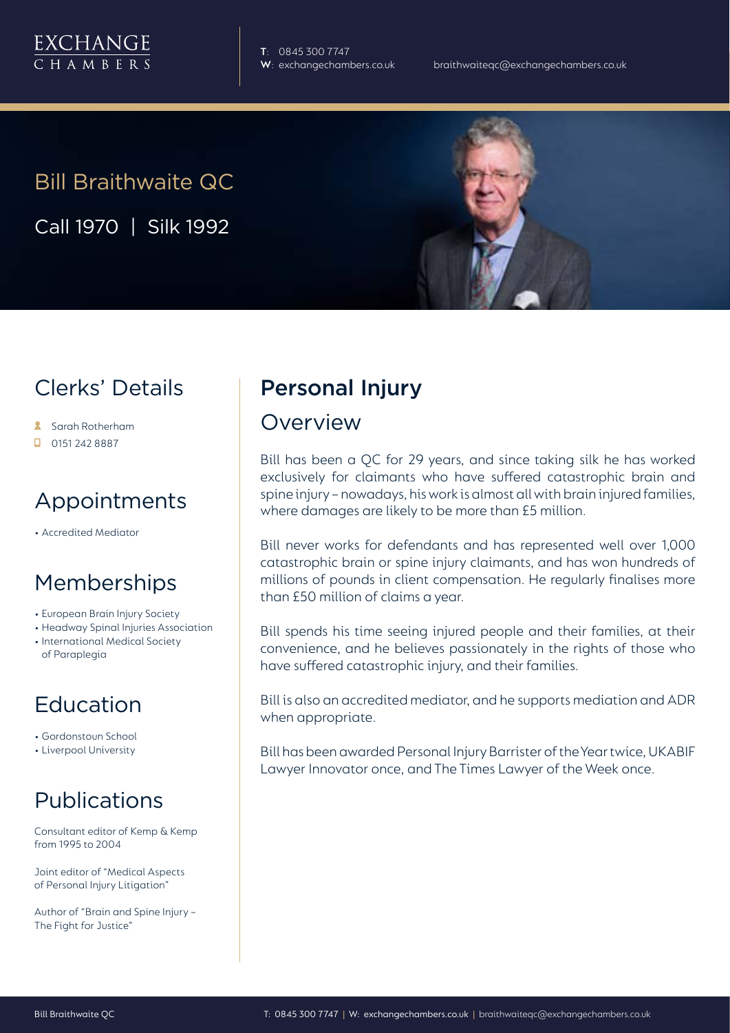EXCHANGE CHAMBERS

T: 0845 300 7747
W: exchangechambers.co.uk
braithwaiteqc@exchangechambers.co.uk

# Bill Braithwaite QC

Call 1970 | Silk 1992

## Clerks' Details

- Sarah Rotherham
- 0151 242 8887

## Appointments

- Accredited Mediator

## Memberships

- European Brain Injury Society
- Headway Spinal Injuries Association
- International Medical Society of Paraplegia

## Education

- Gordonstoun School
- Liverpool University

## Publications

Consultant editor of Kemp & Kemp from 1995 to 2004

Joint editor of "Medical Aspects of Personal Injury Litigation"

Author of "Brain and Spine Injury – The Fight for Justice"

## Personal Injury

### Overview

Bill has been a QC for 29 years, and since taking silk he has worked exclusively for claimants who have suffered catastrophic brain and spine injury – nowadays, his work is almost all with brain injured families, where damages are likely to be more than £5 million.

Bill never works for defendants and has represented well over 1,000 catastrophic brain or spine injury claimants, and has won hundreds of millions of pounds in client compensation. He regularly finalises more than £50 million of claims a year.

Bill spends his time seeing injured people and their families, at their convenience, and he believes passionately in the rights of those who have suffered catastrophic injury, and their families.

Bill is also an accredited mediator, and he supports mediation and ADR when appropriate.

Bill has been awarded Personal Injury Barrister of the Year twice, UKABIF Lawyer Innovator once, and The Times Lawyer of the Week once.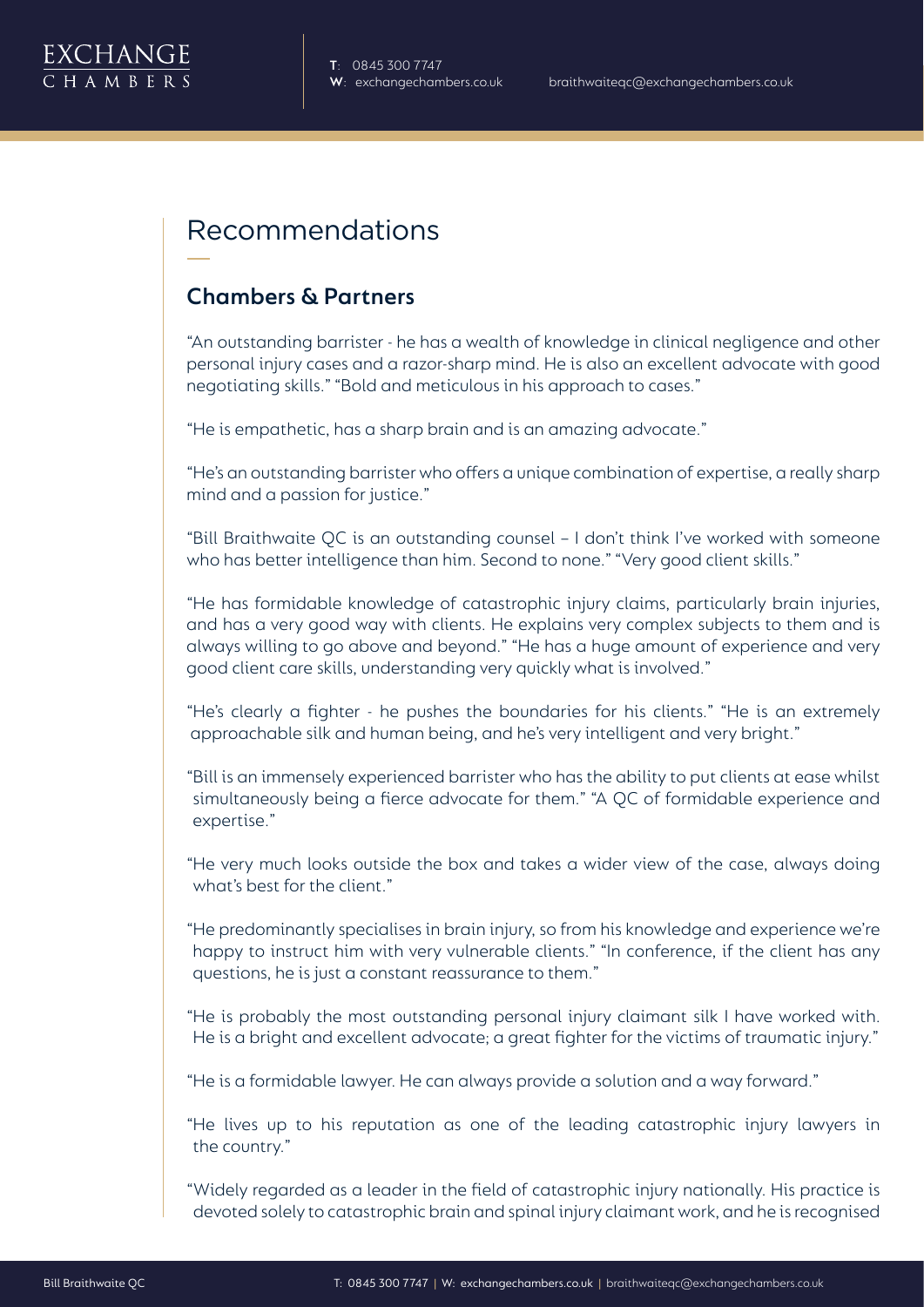# Recommendations

## Chambers & Partners

"An outstanding barrister - he has a wealth of knowledge in clinical negligence and other personal injury cases and a razor-sharp mind. He is also an excellent advocate with good negotiating skills." "Bold and meticulous in his approach to cases."

"He is empathetic, has a sharp brain and is an amazing advocate."

"He's an outstanding barrister who offers a unique combination of expertise, a really sharp mind and a passion for justice."

"Bill Braithwaite QC is an outstanding counsel – I don't think I've worked with someone who has better intelligence than him. Second to none." "Very good client skills."

"He has formidable knowledge of catastrophic injury claims, particularly brain injuries, and has a very good way with clients. He explains very complex subjects to them and is always willing to go above and beyond." "He has a huge amount of experience and very good client care skills, understanding very quickly what is involved."

"He's clearly a fighter - he pushes the boundaries for his clients." "He is an extremely approachable silk and human being, and he's very intelligent and very bright."

"Bill is an immensely experienced barrister who has the ability to put clients at ease whilst simultaneously being a fierce advocate for them." "A QC of formidable experience and expertise."

"He very much looks outside the box and takes a wider view of the case, always doing what's best for the client."

"He predominantly specialises in brain injury, so from his knowledge and experience we're happy to instruct him with very vulnerable clients." "In conference, if the client has any questions, he is just a constant reassurance to them."

"He is probably the most outstanding personal injury claimant silk I have worked with. He is a bright and excellent advocate; a great fighter for the victims of traumatic injury."

"He is a formidable lawyer. He can always provide a solution and a way forward."

"He lives up to his reputation as one of the leading catastrophic injury lawyers in the country."

"Widely regarded as a leader in the field of catastrophic injury nationally. His practice is devoted solely to catastrophic brain and spinal injury claimant work, and he is recognised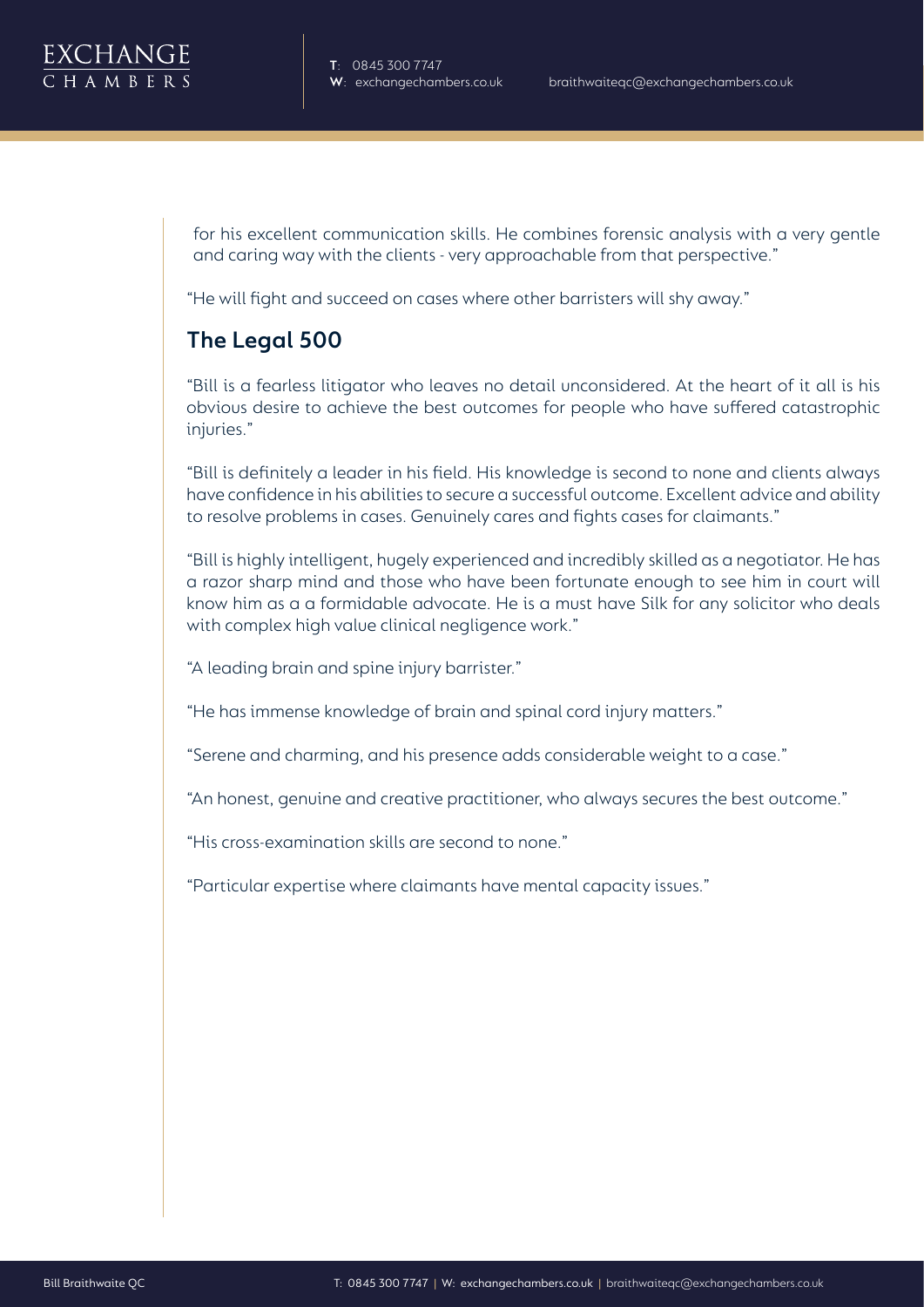for his excellent communication skills. He combines forensic analysis with a very gentle and caring way with the clients - very approachable from that perspective."

"He will fight and succeed on cases where other barristers will shy away."

## The Legal 500

"Bill is a fearless litigator who leaves no detail unconsidered. At the heart of it all is his obvious desire to achieve the best outcomes for people who have suffered catastrophic injuries."

"Bill is definitely a leader in his field. His knowledge is second to none and clients always have confidence in his abilities to secure a successful outcome. Excellent advice and ability to resolve problems in cases. Genuinely cares and fights cases for claimants."

"Bill is highly intelligent, hugely experienced and incredibly skilled as a negotiator. He has a razor sharp mind and those who have been fortunate enough to see him in court will know him as a a formidable advocate. He is a must have Silk for any solicitor who deals with complex high value clinical negligence work."

"A leading brain and spine injury barrister."

"He has immense knowledge of brain and spinal cord injury matters."

"Serene and charming, and his presence adds considerable weight to a case."

"An honest, genuine and creative practitioner, who always secures the best outcome."

"His cross-examination skills are second to none."

"Particular expertise where claimants have mental capacity issues."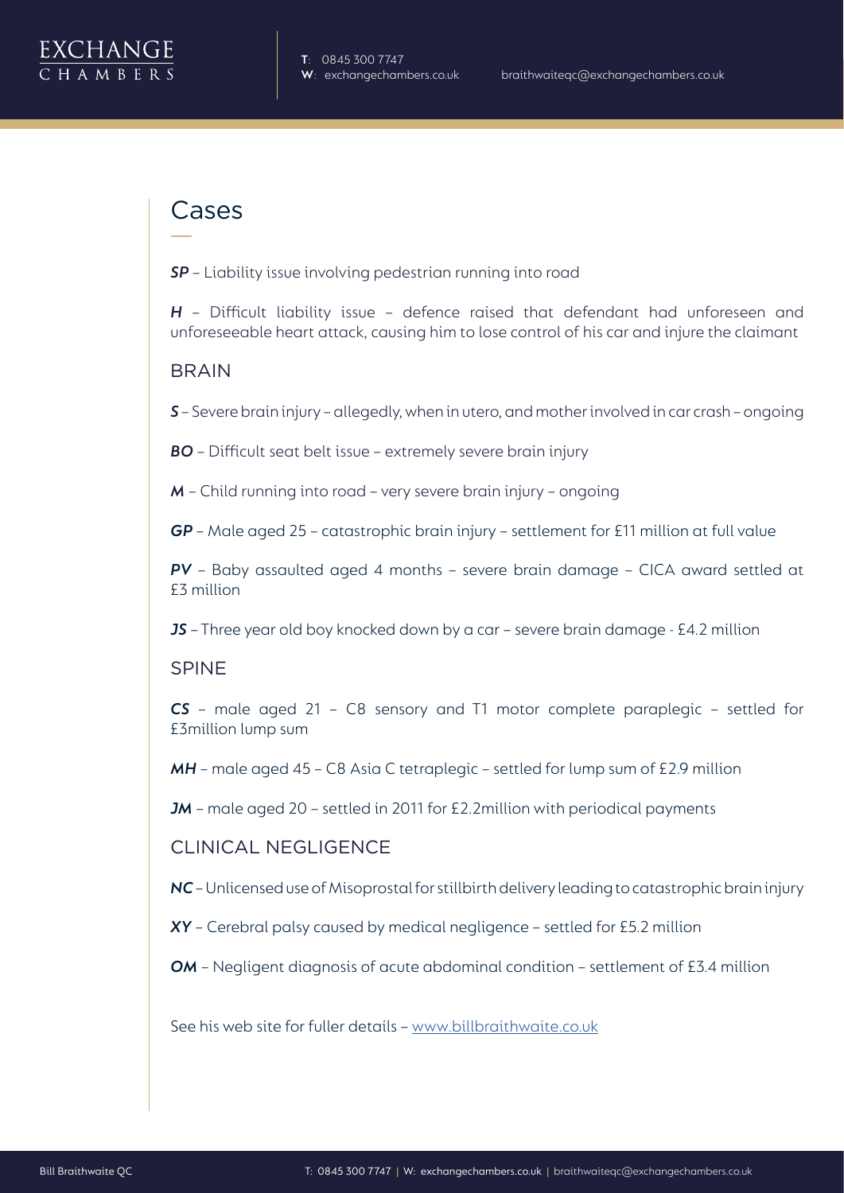## Cases

***SP*** – Liability issue involving pedestrian running into road

***H*** – Difficult liability issue – defence raised that defendant had unforeseen and unforeseeable heart attack, causing him to lose control of his car and injure the claimant

### BRAIN

***S*** – Severe brain injury – allegedly, when in utero, and mother involved in car crash – ongoing

***BO*** – Difficult seat belt issue – extremely severe brain injury

***M*** – Child running into road – very severe brain injury – ongoing

***GP*** – Male aged 25 – catastrophic brain injury – settlement for £11 million at full value

***PV*** – Baby assaulted aged 4 months – severe brain damage – CICA award settled at £3 million

***JS*** – Three year old boy knocked down by a car – severe brain damage - £4.2 million

### SPINE

***CS*** – male aged 21 – C8 sensory and T1 motor complete paraplegic – settled for £3million lump sum

***MH*** – male aged 45 – C8 Asia C tetraplegic – settled for lump sum of £2.9 million

***JM*** – male aged 20 – settled in 2011 for £2.2million with periodical payments

### CLINICAL NEGLIGENCE

***NC*** – Unlicensed use of Misoprostal for stillbirth delivery leading to catastrophic brain injury

***XY*** – Cerebral palsy caused by medical negligence – settled for £5.2 million

***OM*** – Negligent diagnosis of acute abdominal condition – settlement of £3.4 million

See his web site for fuller details – [www.billbraithwaite.co.uk](http://www.billbraithwaite.co.uk)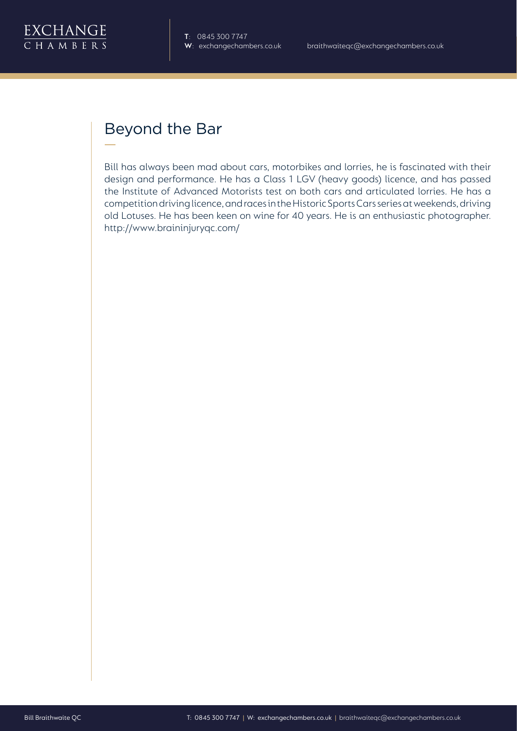## Beyond the Bar

Bill has always been mad about cars, motorbikes and lorries, he is fascinated with their design and performance. He has a Class 1 LGV (heavy goods) licence, and has passed the Institute of Advanced Motorists test on both cars and articulated lorries. He has a competition driving licence, and races in the Historic Sports Cars series at weekends, driving old Lotuses. He has been keen on wine for 40 years. He is an enthusiastic photographer. http://www.braininjuryqc.com/